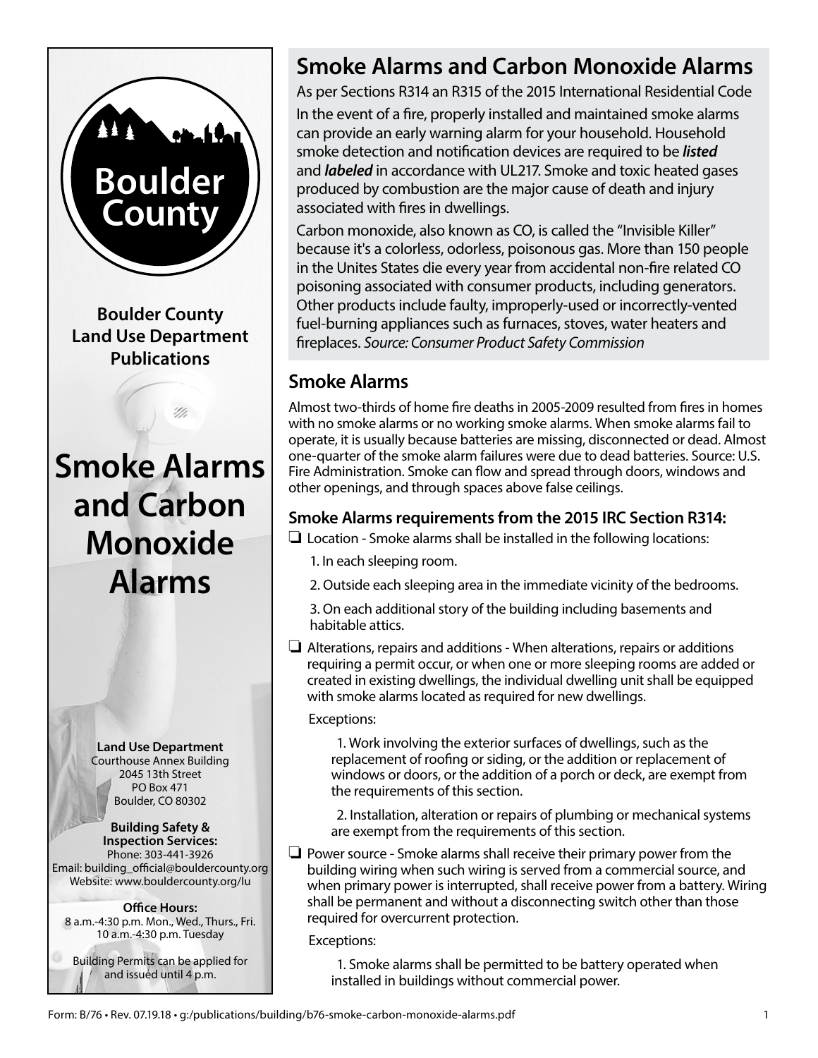Boulder County

**Boulder County Land Use Department Publications**

# Smoke Alarms and Carbon Monoxide Alarms

**Land Use Department**
Courthouse Annex Building
2045 13th Street
PO Box 471
Boulder, CO 80302

**Building Safety & Inspection Services:**
Phone: 303-441-3926
Email: building_official@bouldercounty.org
Website: www.bouldercounty.org/lu

**Office Hours:**
8 a.m.-4:30 p.m. Mon., Wed., Thurs., Fri.
10 a.m.-4:30 p.m. Tuesday

Building Permits can be applied for and issued until 4 p.m.

## Smoke Alarms and Carbon Monoxide Alarms

As per Sections R314 an R315 of the 2015 International Residential Code

In the event of a fire, properly installed and maintained smoke alarms can provide an early warning alarm for your household. Household smoke detection and notification devices are required to be ***listed*** and ***labeled*** in accordance with UL217. Smoke and toxic heated gases produced by combustion are the major cause of death and injury associated with fires in dwellings.

Carbon monoxide, also known as CO, is called the "Invisible Killer" because it's a colorless, odorless, poisonous gas. More than 150 people in the Unites States die every year from accidental non-fire related CO poisoning associated with consumer products, including generators. Other products include faulty, improperly-used or incorrectly-vented fuel-burning appliances such as furnaces, stoves, water heaters and fireplaces. *Source: Consumer Product Safety Commission*

## Smoke Alarms

Almost two-thirds of home fire deaths in 2005-2009 resulted from fires in homes with no smoke alarms or no working smoke alarms. When smoke alarms fail to operate, it is usually because batteries are missing, disconnected or dead. Almost one-quarter of the smoke alarm failures were due to dead batteries. Source: U.S. Fire Administration. Smoke can flow and spread through doors, windows and other openings, and through spaces above false ceilings.

### Smoke Alarms requirements from the 2015 IRC Section R314:

- ❏ Location - Smoke alarms shall be installed in the following locations:
  1. In each sleeping room.
  2. Outside each sleeping area in the immediate vicinity of the bedrooms.
  3. On each additional story of the building including basements and habitable attics.
- ❏ Alterations, repairs and additions - When alterations, repairs or additions requiring a permit occur, or when one or more sleeping rooms are added or created in existing dwellings, the individual dwelling unit shall be equipped with smoke alarms located as required for new dwellings.

  Exceptions:

  1. Work involving the exterior surfaces of dwellings, such as the replacement of roofing or siding, or the addition or replacement of windows or doors, or the addition of a porch or deck, are exempt from the requirements of this section.
  2. Installation, alteration or repairs of plumbing or mechanical systems are exempt from the requirements of this section.
- ❏ Power source - Smoke alarms shall receive their primary power from the building wiring when such wiring is served from a commercial source, and when primary power is interrupted, shall receive power from a battery. Wiring shall be permanent and without a disconnecting switch other than those required for overcurrent protection.

  Exceptions:

  1. Smoke alarms shall be permitted to be battery operated when installed in buildings without commercial power.

Form: B/76 • Rev. 07.19.18 • g:/publications/building/b76-smoke-carbon-monoxide-alarms.pdf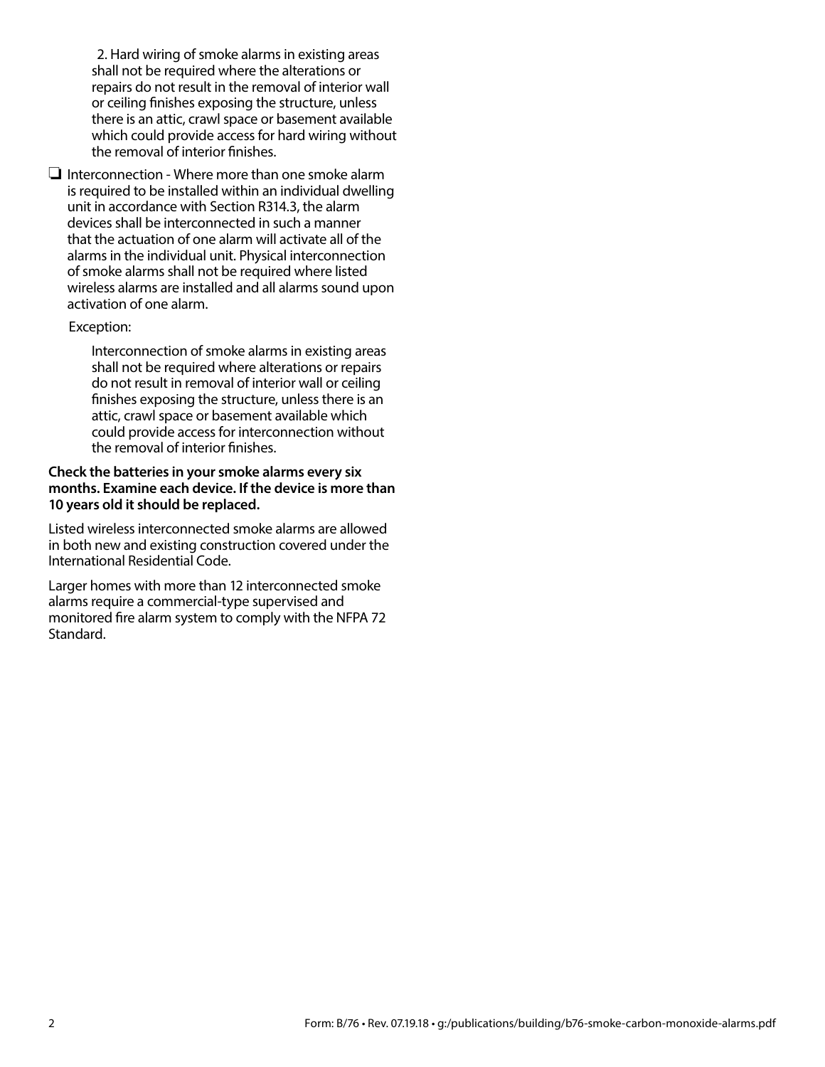2. Hard wiring of smoke alarms in existing areas shall not be required where the alterations or repairs do not result in the removal of interior wall or ceiling finishes exposing the structure, unless there is an attic, crawl space or basement available which could provide access for hard wiring without the removal of interior finishes.

- ❑ Interconnection - Where more than one smoke alarm is required to be installed within an individual dwelling unit in accordance with Section R314.3, the alarm devices shall be interconnected in such a manner that the actuation of one alarm will activate all of the alarms in the individual unit. Physical interconnection of smoke alarms shall not be required where listed wireless alarms are installed and all alarms sound upon activation of one alarm.

  Exception:

  Interconnection of smoke alarms in existing areas shall not be required where alterations or repairs do not result in removal of interior wall or ceiling finishes exposing the structure, unless there is an attic, crawl space or basement available which could provide access for interconnection without the removal of interior finishes.

**Check the batteries in your smoke alarms every six months. Examine each device. If the device is more than 10 years old it should be replaced.**

Listed wireless interconnected smoke alarms are allowed in both new and existing construction covered under the International Residential Code.

Larger homes with more than 12 interconnected smoke alarms require a commercial-type supervised and monitored fire alarm system to comply with the NFPA 72 Standard.

Form: B/76 • Rev. 07.19.18 • g:/publications/building/b76-smoke-carbon-monoxide-alarms.pdf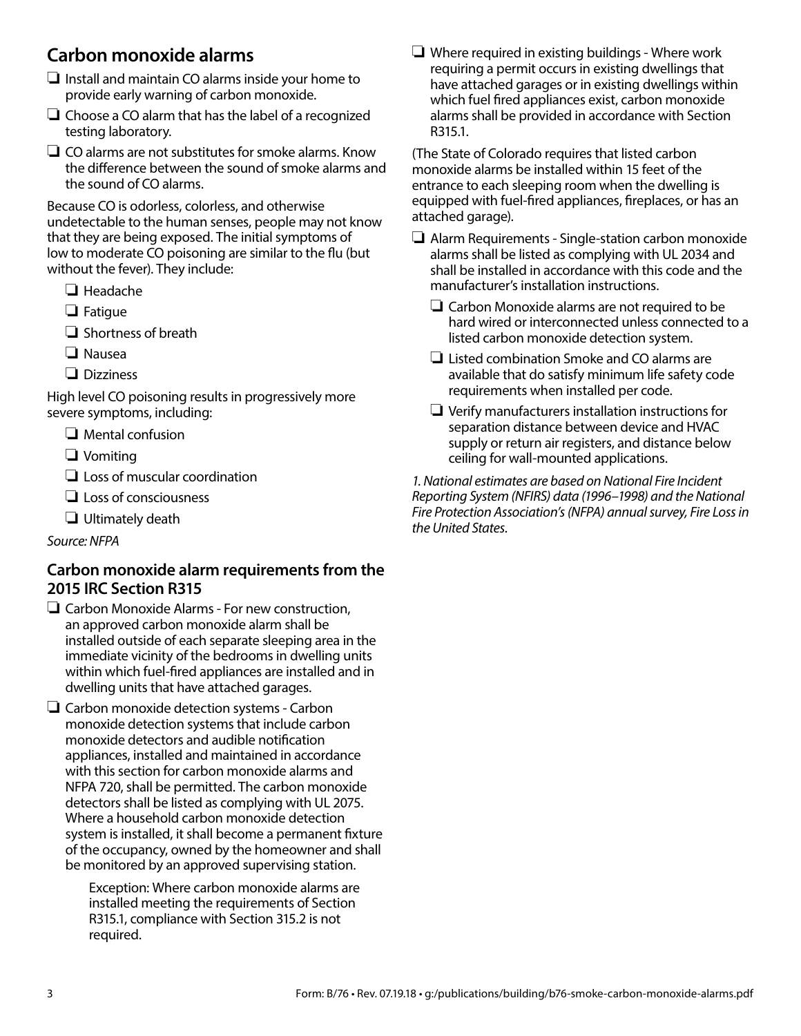## Carbon monoxide alarms

- ❑ Install and maintain CO alarms inside your home to provide early warning of carbon monoxide.
- ❑ Choose a CO alarm that has the label of a recognized testing laboratory.
- ❑ CO alarms are not substitutes for smoke alarms. Know the difference between the sound of smoke alarms and the sound of CO alarms.

Because CO is odorless, colorless, and otherwise undetectable to the human senses, people may not know that they are being exposed. The initial symptoms of low to moderate CO poisoning are similar to the flu (but without the fever). They include:

- ❑ Headache
- ❑ Fatigue
- ❑ Shortness of breath
- ❑ Nausea
- ❑ Dizziness

High level CO poisoning results in progressively more severe symptoms, including:

- ❑ Mental confusion
- ❑ Vomiting
- ❑ Loss of muscular coordination
- ❑ Loss of consciousness
- ❑ Ultimately death

*Source: NFPA*

### Carbon monoxide alarm requirements from the 2015 IRC Section R315

- ❑ Carbon Monoxide Alarms - For new construction, an approved carbon monoxide alarm shall be installed outside of each separate sleeping area in the immediate vicinity of the bedrooms in dwelling units within which fuel-fired appliances are installed and in dwelling units that have attached garages.
- ❑ Carbon monoxide detection systems - Carbon monoxide detection systems that include carbon monoxide detectors and audible notification appliances, installed and maintained in accordance with this section for carbon monoxide alarms and NFPA 720, shall be permitted. The carbon monoxide detectors shall be listed as complying with UL 2075. Where a household carbon monoxide detection system is installed, it shall become a permanent fixture of the occupancy, owned by the homeowner and shall be monitored by an approved supervising station.

  Exception: Where carbon monoxide alarms are installed meeting the requirements of Section R315.1, compliance with Section 315.2 is not required.

- ❑ Where required in existing buildings - Where work requiring a permit occurs in existing dwellings that have attached garages or in existing dwellings within which fuel fired appliances exist, carbon monoxide alarms shall be provided in accordance with Section R315.1.

(The State of Colorado requires that listed carbon monoxide alarms be installed within 15 feet of the entrance to each sleeping room when the dwelling is equipped with fuel-fired appliances, fireplaces, or has an attached garage).

- ❑ Alarm Requirements - Single-station carbon monoxide alarms shall be listed as complying with UL 2034 and shall be installed in accordance with this code and the manufacturer's installation instructions.
  - ❑ Carbon Monoxide alarms are not required to be hard wired or interconnected unless connected to a listed carbon monoxide detection system.
  - ❑ Listed combination Smoke and CO alarms are available that do satisfy minimum life safety code requirements when installed per code.
  - ❑ Verify manufacturers installation instructions for separation distance between device and HVAC supply or return air registers, and distance below ceiling for wall-mounted applications.

*1. National estimates are based on National Fire Incident Reporting System (NFIRS) data (1996–1998) and the National Fire Protection Association's (NFPA) annual survey, Fire Loss in the United States.*

Form: B/76 • Rev. 07.19.18 • g:/publications/building/b76-smoke-carbon-monoxide-alarms.pdf